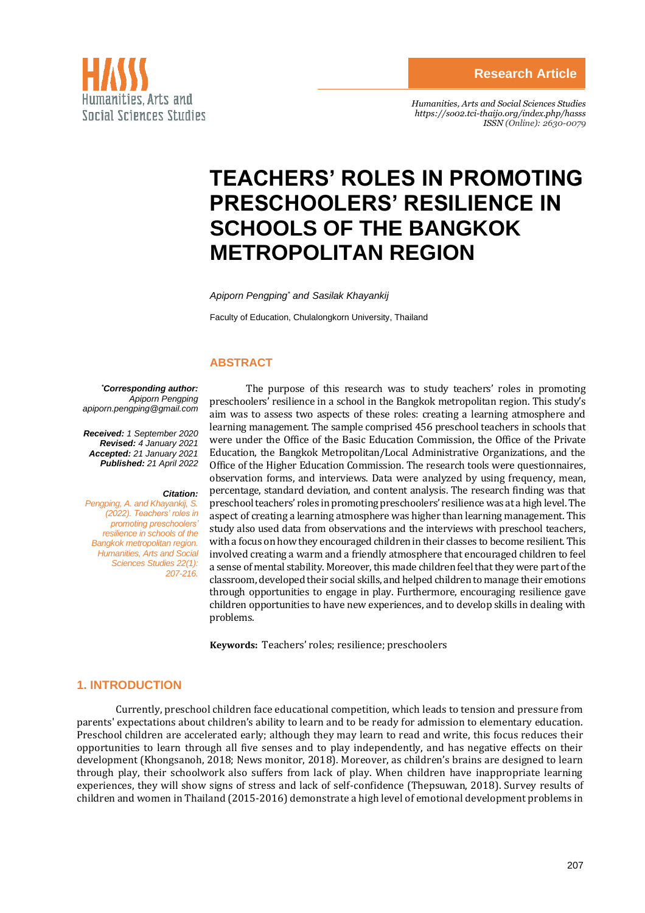Research Article

*Humanities, Arts and Social Sciences Studies*
*https://so02.tci-thaijo.org/index.php/hasss*
*ISSN (Online): 2630-0079*

# TEACHERS' ROLES IN PROMOTING PRESCHOOLERS' RESILIENCE IN SCHOOLS OF THE BANGKOK METROPOLITAN REGION

*Apiporn Pengping[*] and Sasilak Khayankij*

Faculty of Education, Chulalongkorn University, Thailand

***Corresponding author:**
*Apiporn Pengping*
*apiporn.pengping@gmail.com*

***Received:** 1 September 2020*
***Revised:** 4 January 2021*
***Accepted:** 21 January 2021*
***Published:** 21 April 2022*

***Citation:***
*Pengping, A. and Khayankij, S. (2022). Teachers' roles in promoting preschoolers' resilience in schools of the Bangkok metropolitan region. Humanities, Arts and Social Sciences Studies 22(1): 207-216.*

## ABSTRACT

The purpose of this research was to study teachers' roles in promoting preschoolers' resilience in a school in the Bangkok metropolitan region. This study's aim was to assess two aspects of these roles: creating a learning atmosphere and learning management. The sample comprised 456 preschool teachers in schools that were under the Office of the Basic Education Commission, the Office of the Private Education, the Bangkok Metropolitan/Local Administrative Organizations, and the Office of the Higher Education Commission. The research tools were questionnaires, observation forms, and interviews. Data were analyzed by using frequency, mean, percentage, standard deviation, and content analysis. The research finding was that preschool teachers' roles in promoting preschoolers' resilience was at a high level. The aspect of creating a learning atmosphere was higher than learning management. This study also used data from observations and the interviews with preschool teachers, with a focus on how they encouraged children in their classes to become resilient. This involved creating a warm and a friendly atmosphere that encouraged children to feel a sense of mental stability. Moreover, this made children feel that they were part of the classroom, developed their social skills, and helped children to manage their emotions through opportunities to engage in play. Furthermore, encouraging resilience gave children opportunities to have new experiences, and to develop skills in dealing with problems.

**Keywords:** Teachers' roles; resilience; preschoolers

## 1. INTRODUCTION

Currently, preschool children face educational competition, which leads to tension and pressure from parents' expectations about children's ability to learn and to be ready for admission to elementary education. Preschool children are accelerated early; although they may learn to read and write, this focus reduces their opportunities to learn through all five senses and to play independently, and has negative effects on their development (Khongsanoh, 2018; News monitor, 2018). Moreover, as children's brains are designed to learn through play, their schoolwork also suffers from lack of play. When children have inappropriate learning experiences, they will show signs of stress and lack of self-confidence (Thepsuwan, 2018). Survey results of children and women in Thailand (2015-2016) demonstrate a high level of emotional development problems in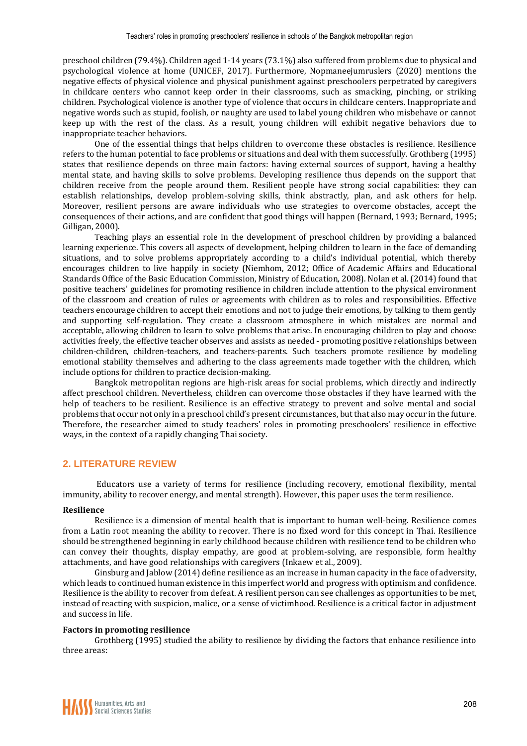preschool children (79.4%). Children aged 1-14 years (73.1%) also suffered from problems due to physical and psychological violence at home (UNICEF, 2017). Furthermore, Nopmaneejumruslers (2020) mentions the negative effects of physical violence and physical punishment against preschoolers perpetrated by caregivers in childcare centers who cannot keep order in their classrooms, such as smacking, pinching, or striking children. Psychological violence is another type of violence that occurs in childcare centers. Inappropriate and negative words such as stupid, foolish, or naughty are used to label young children who misbehave or cannot keep up with the rest of the class. As a result, young children will exhibit negative behaviors due to inappropriate teacher behaviors.

One of the essential things that helps children to overcome these obstacles is resilience. Resilience refers to the human potential to face problems or situations and deal with them successfully. Grothberg (1995) states that resilience depends on three main factors: having external sources of support, having a healthy mental state, and having skills to solve problems. Developing resilience thus depends on the support that children receive from the people around them. Resilient people have strong social capabilities: they can establish relationships, develop problem-solving skills, think abstractly, plan, and ask others for help. Moreover, resilient persons are aware individuals who use strategies to overcome obstacles, accept the consequences of their actions, and are confident that good things will happen (Bernard, 1993; Bernard, 1995; Gilligan, 2000).

Teaching plays an essential role in the development of preschool children by providing a balanced learning experience. This covers all aspects of development, helping children to learn in the face of demanding situations, and to solve problems appropriately according to a child's individual potential, which thereby encourages children to live happily in society (Niemhom, 2012; Office of Academic Affairs and Educational Standards Office of the Basic Education Commission, Ministry of Education, 2008). Nolan et al. (2014) found that positive teachers' guidelines for promoting resilience in children include attention to the physical environment of the classroom and creation of rules or agreements with children as to roles and responsibilities. Effective teachers encourage children to accept their emotions and not to judge their emotions, by talking to them gently and supporting self-regulation. They create a classroom atmosphere in which mistakes are normal and acceptable, allowing children to learn to solve problems that arise. In encouraging children to play and choose activities freely, the effective teacher observes and assists as needed - promoting positive relationships between children-children, children-teachers, and teachers-parents. Such teachers promote resilience by modeling emotional stability themselves and adhering to the class agreements made together with the children, which include options for children to practice decision-making.

Bangkok metropolitan regions are high-risk areas for social problems, which directly and indirectly affect preschool children. Nevertheless, children can overcome those obstacles if they have learned with the help of teachers to be resilient. Resilience is an effective strategy to prevent and solve mental and social problems that occur not only in a preschool child's present circumstances, but that also may occur in the future. Therefore, the researcher aimed to study teachers' roles in promoting preschoolers' resilience in effective ways, in the context of a rapidly changing Thai society.

## 2. LITERATURE REVIEW

Educators use a variety of terms for resilience (including recovery, emotional flexibility, mental immunity, ability to recover energy, and mental strength). However, this paper uses the term resilience.

**Resilience**

Resilience is a dimension of mental health that is important to human well-being. Resilience comes from a Latin root meaning the ability to recover. There is no fixed word for this concept in Thai. Resilience should be strengthened beginning in early childhood because children with resilience tend to be children who can convey their thoughts, display empathy, are good at problem-solving, are responsible, form healthy attachments, and have good relationships with caregivers (Inkaew et al., 2009).

Ginsburg and Jablow (2014) define resilience as an increase in human capacity in the face of adversity, which leads to continued human existence in this imperfect world and progress with optimism and confidence. Resilience is the ability to recover from defeat. A resilient person can see challenges as opportunities to be met, instead of reacting with suspicion, malice, or a sense of victimhood. Resilience is a critical factor in adjustment and success in life.

**Factors in promoting resilience**

Grothberg (1995) studied the ability to resilience by dividing the factors that enhance resilience into three areas: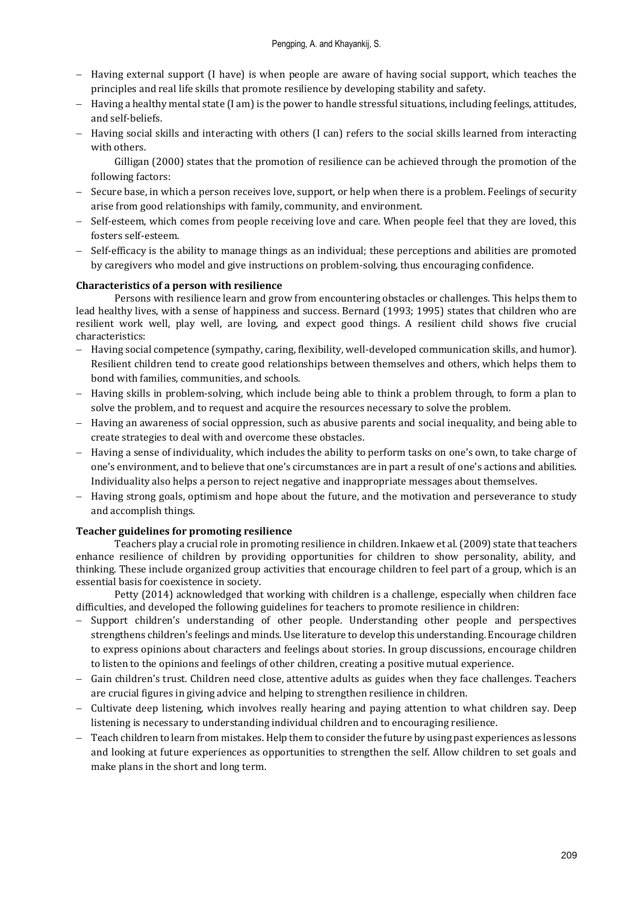- Having external support (I have) is when people are aware of having social support, which teaches the principles and real life skills that promote resilience by developing stability and safety.
- Having a healthy mental state (I am) is the power to handle stressful situations, including feelings, attitudes, and self-beliefs.
- Having social skills and interacting with others (I can) refers to the social skills learned from interacting with others.

Gilligan (2000) states that the promotion of resilience can be achieved through the promotion of the following factors:

- Secure base, in which a person receives love, support, or help when there is a problem. Feelings of security arise from good relationships with family, community, and environment.
- Self-esteem, which comes from people receiving love and care. When people feel that they are loved, this fosters self-esteem.
- Self-efficacy is the ability to manage things as an individual; these perceptions and abilities are promoted by caregivers who model and give instructions on problem-solving, thus encouraging confidence.

**Characteristics of a person with resilience**

Persons with resilience learn and grow from encountering obstacles or challenges. This helps them to lead healthy lives, with a sense of happiness and success. Bernard (1993; 1995) states that children who are resilient work well, play well, are loving, and expect good things. A resilient child shows five crucial characteristics:

- Having social competence (sympathy, caring, flexibility, well-developed communication skills, and humor). Resilient children tend to create good relationships between themselves and others, which helps them to bond with families, communities, and schools.
- Having skills in problem-solving, which include being able to think a problem through, to form a plan to solve the problem, and to request and acquire the resources necessary to solve the problem.
- Having an awareness of social oppression, such as abusive parents and social inequality, and being able to create strategies to deal with and overcome these obstacles.
- Having a sense of individuality, which includes the ability to perform tasks on one's own, to take charge of one's environment, and to believe that one's circumstances are in part a result of one's actions and abilities. Individuality also helps a person to reject negative and inappropriate messages about themselves.
- Having strong goals, optimism and hope about the future, and the motivation and perseverance to study and accomplish things.

**Teacher guidelines for promoting resilience**

Teachers play a crucial role in promoting resilience in children. Inkaew et al. (2009) state that teachers enhance resilience of children by providing opportunities for children to show personality, ability, and thinking. These include organized group activities that encourage children to feel part of a group, which is an essential basis for coexistence in society.

Petty (2014) acknowledged that working with children is a challenge, especially when children face difficulties, and developed the following guidelines for teachers to promote resilience in children:

- Support children's understanding of other people. Understanding other people and perspectives strengthens children's feelings and minds. Use literature to develop this understanding. Encourage children to express opinions about characters and feelings about stories. In group discussions, encourage children to listen to the opinions and feelings of other children, creating a positive mutual experience.
- Gain children's trust. Children need close, attentive adults as guides when they face challenges. Teachers are crucial figures in giving advice and helping to strengthen resilience in children.
- Cultivate deep listening, which involves really hearing and paying attention to what children say. Deep listening is necessary to understanding individual children and to encouraging resilience.
- Teach children to learn from mistakes. Help them to consider the future by using past experiences as lessons and looking at future experiences as opportunities to strengthen the self. Allow children to set goals and make plans in the short and long term.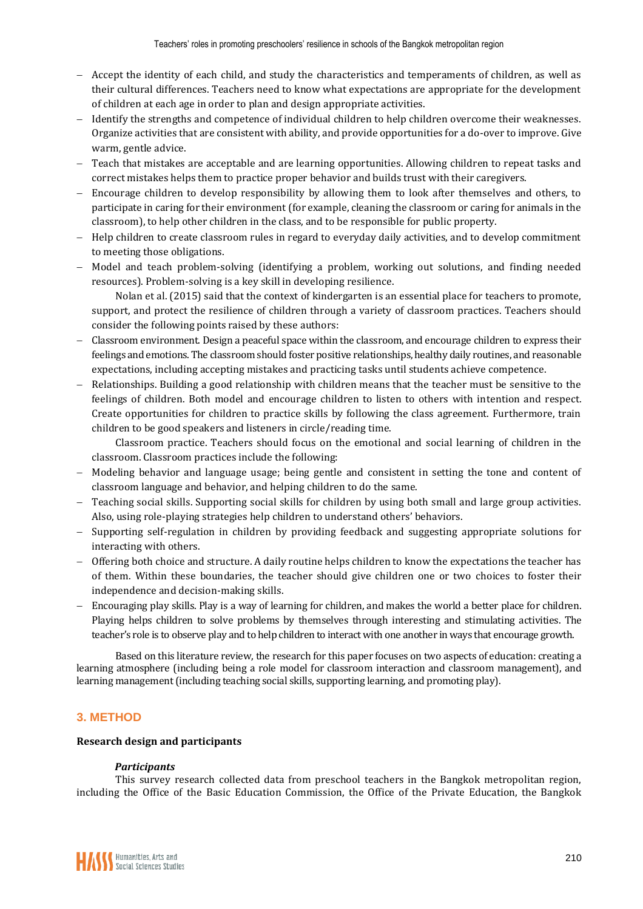- Accept the identity of each child, and study the characteristics and temperaments of children, as well as their cultural differences. Teachers need to know what expectations are appropriate for the development of children at each age in order to plan and design appropriate activities.
- Identify the strengths and competence of individual children to help children overcome their weaknesses. Organize activities that are consistent with ability, and provide opportunities for a do-over to improve. Give warm, gentle advice.
- Teach that mistakes are acceptable and are learning opportunities. Allowing children to repeat tasks and correct mistakes helps them to practice proper behavior and builds trust with their caregivers.
- Encourage children to develop responsibility by allowing them to look after themselves and others, to participate in caring for their environment (for example, cleaning the classroom or caring for animals in the classroom), to help other children in the class, and to be responsible for public property.
- Help children to create classroom rules in regard to everyday daily activities, and to develop commitment to meeting those obligations.
- Model and teach problem-solving (identifying a problem, working out solutions, and finding needed resources). Problem-solving is a key skill in developing resilience.

Nolan et al. (2015) said that the context of kindergarten is an essential place for teachers to promote, support, and protect the resilience of children through a variety of classroom practices. Teachers should consider the following points raised by these authors:

- Classroom environment. Design a peaceful space within the classroom, and encourage children to express their feelings and emotions. The classroom should foster positive relationships, healthy daily routines, and reasonable expectations, including accepting mistakes and practicing tasks until students achieve competence.
- Relationships. Building a good relationship with children means that the teacher must be sensitive to the feelings of children. Both model and encourage children to listen to others with intention and respect. Create opportunities for children to practice skills by following the class agreement. Furthermore, train children to be good speakers and listeners in circle/reading time.

Classroom practice. Teachers should focus on the emotional and social learning of children in the classroom. Classroom practices include the following:

- Modeling behavior and language usage; being gentle and consistent in setting the tone and content of classroom language and behavior, and helping children to do the same.
- Teaching social skills. Supporting social skills for children by using both small and large group activities. Also, using role-playing strategies help children to understand others' behaviors.
- Supporting self-regulation in children by providing feedback and suggesting appropriate solutions for interacting with others.
- Offering both choice and structure. A daily routine helps children to know the expectations the teacher has of them. Within these boundaries, the teacher should give children one or two choices to foster their independence and decision-making skills.
- Encouraging play skills. Play is a way of learning for children, and makes the world a better place for children. Playing helps children to solve problems by themselves through interesting and stimulating activities. The teacher's role is to observe play and to help children to interact with one another in ways that encourage growth.

Based on this literature review, the research for this paper focuses on two aspects of education: creating a learning atmosphere (including being a role model for classroom interaction and classroom management), and learning management (including teaching social skills, supporting learning, and promoting play).

## 3. METHOD

**Research design and participants**

***Participants***

This survey research collected data from preschool teachers in the Bangkok metropolitan region, including the Office of the Basic Education Commission, the Office of the Private Education, the Bangkok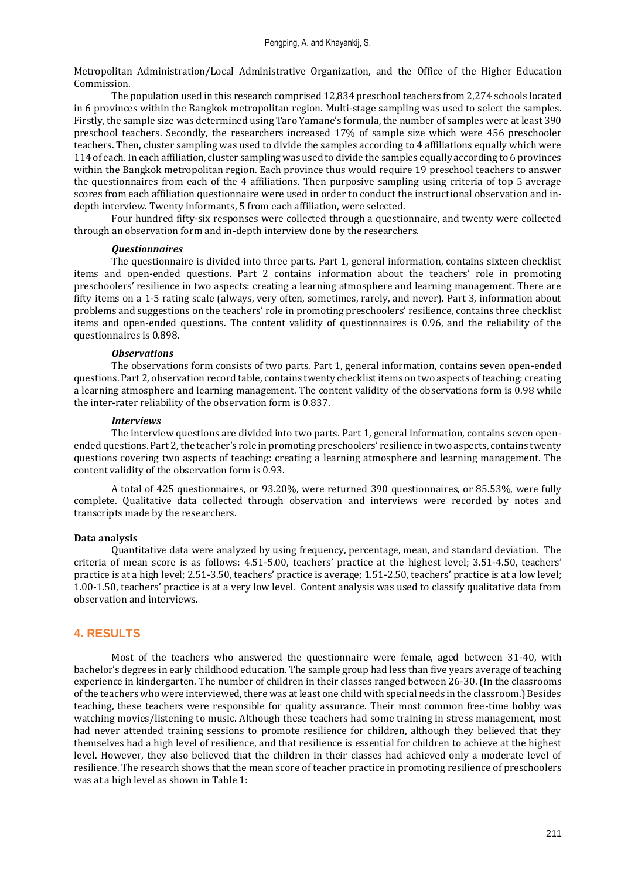Metropolitan Administration/Local Administrative Organization, and the Office of the Higher Education Commission.

The population used in this research comprised 12,834 preschool teachers from 2,274 schools located in 6 provinces within the Bangkok metropolitan region. Multi-stage sampling was used to select the samples. Firstly, the sample size was determined using Taro Yamane's formula, the number of samples were at least 390 preschool teachers. Secondly, the researchers increased 17% of sample size which were 456 preschooler teachers. Then, cluster sampling was used to divide the samples according to 4 affiliations equally which were 114 of each. In each affiliation, cluster sampling was used to divide the samples equally according to 6 provinces within the Bangkok metropolitan region. Each province thus would require 19 preschool teachers to answer the questionnaires from each of the 4 affiliations. Then purposive sampling using criteria of top 5 average scores from each affiliation questionnaire were used in order to conduct the instructional observation and in-depth interview. Twenty informants, 5 from each affiliation, were selected.

Four hundred fifty-six responses were collected through a questionnaire, and twenty were collected through an observation form and in-depth interview done by the researchers.

### *Questionnaires*

The questionnaire is divided into three parts. Part 1, general information, contains sixteen checklist items and open-ended questions. Part 2 contains information about the teachers' role in promoting preschoolers' resilience in two aspects: creating a learning atmosphere and learning management. There are fifty items on a 1-5 rating scale (always, very often, sometimes, rarely, and never). Part 3, information about problems and suggestions on the teachers' role in promoting preschoolers' resilience, contains three checklist items and open-ended questions. The content validity of questionnaires is 0.96, and the reliability of the questionnaires is 0.898.

### *Observations*

The observations form consists of two parts. Part 1, general information, contains seven open-ended questions. Part 2, observation record table, contains twenty checklist items on two aspects of teaching: creating a learning atmosphere and learning management. The content validity of the observations form is 0.98 while the inter-rater reliability of the observation form is 0.837.

### *Interviews*

The interview questions are divided into two parts. Part 1, general information, contains seven open-ended questions. Part 2, the teacher's role in promoting preschoolers' resilience in two aspects, contains twenty questions covering two aspects of teaching: creating a learning atmosphere and learning management. The content validity of the observation form is 0.93.

A total of 425 questionnaires, or 93.20%, were returned 390 questionnaires, or 85.53%, were fully complete. Qualitative data collected through observation and interviews were recorded by notes and transcripts made by the researchers.

### **Data analysis**

Quantitative data were analyzed by using frequency, percentage, mean, and standard deviation. The criteria of mean score is as follows: 4.51-5.00, teachers' practice at the highest level; 3.51-4.50, teachers' practice is at a high level; 2.51-3.50, teachers' practice is average; 1.51-2.50, teachers' practice is at a low level; 1.00-1.50, teachers' practice is at a very low level. Content analysis was used to classify qualitative data from observation and interviews.

## 4. RESULTS

Most of the teachers who answered the questionnaire were female, aged between 31-40, with bachelor's degrees in early childhood education. The sample group had less than five years average of teaching experience in kindergarten. The number of children in their classes ranged between 26-30. (In the classrooms of the teachers who were interviewed, there was at least one child with special needs in the classroom.) Besides teaching, these teachers were responsible for quality assurance. Their most common free-time hobby was watching movies/listening to music. Although these teachers had some training in stress management, most had never attended training sessions to promote resilience for children, although they believed that they themselves had a high level of resilience, and that resilience is essential for children to achieve at the highest level. However, they also believed that the children in their classes had achieved only a moderate level of resilience. The research shows that the mean score of teacher practice in promoting resilience of preschoolers was at a high level as shown in Table 1: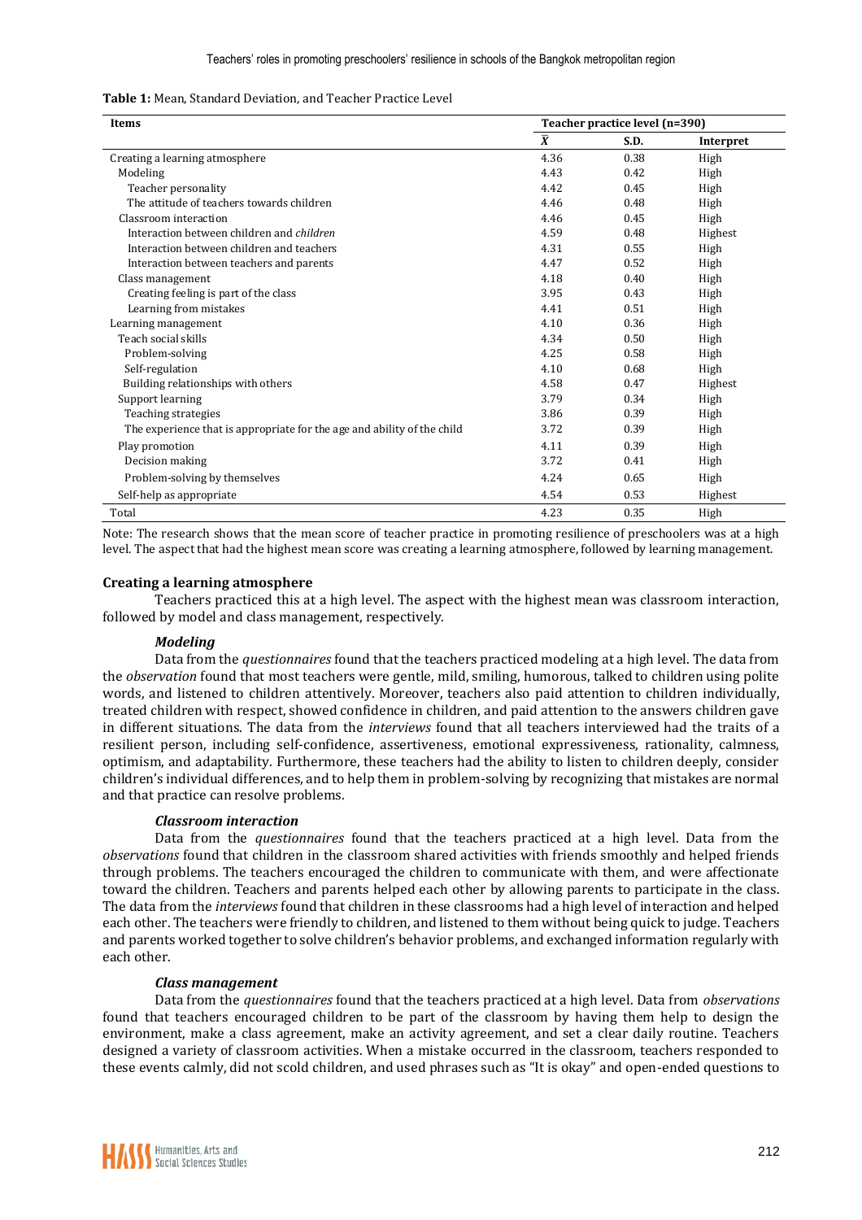**Table 1:** Mean, Standard Deviation, and Teacher Practice Level

| Items | Teacher practice level (n=390) | | |
|---|---|---|---|
| | $\bar{X}$ | S.D. | Interpret |
| Creating a learning atmosphere | 4.36 | 0.38 | High |
| Modeling | 4.43 | 0.42 | High |
| Teacher personality | 4.42 | 0.45 | High |
| The attitude of teachers towards children | 4.46 | 0.48 | High |
| Classroom interaction | 4.46 | 0.45 | High |
| Interaction between children and *children* | 4.59 | 0.48 | Highest |
| Interaction between children and teachers | 4.31 | 0.55 | High |
| Interaction between teachers and parents | 4.47 | 0.52 | High |
| Class management | 4.18 | 0.40 | High |
| Creating feeling is part of the class | 3.95 | 0.43 | High |
| Learning from mistakes | 4.41 | 0.51 | High |
| Learning management | 4.10 | 0.36 | High |
| Teach social skills | 4.34 | 0.50 | High |
| Problem-solving | 4.25 | 0.58 | High |
| Self-regulation | 4.10 | 0.68 | High |
| Building relationships with others | 4.58 | 0.47 | Highest |
| Support learning | 3.79 | 0.34 | High |
| Teaching strategies | 3.86 | 0.39 | High |
| The experience that is appropriate for the age and ability of the child | 3.72 | 0.39 | High |
| Play promotion | 4.11 | 0.39 | High |
| Decision making | 3.72 | 0.41 | High |
| Problem-solving by themselves | 4.24 | 0.65 | High |
| Self-help as appropriate | 4.54 | 0.53 | Highest |
| Total | 4.23 | 0.35 | High |

Note: The research shows that the mean score of teacher practice in promoting resilience of preschoolers was at a high level. The aspect that had the highest mean score was creating a learning atmosphere, followed by learning management.

### Creating a learning atmosphere

Teachers practiced this at a high level. The aspect with the highest mean was classroom interaction, followed by model and class management, respectively.

#### *Modeling*

Data from the *questionnaires* found that the teachers practiced modeling at a high level. The data from the *observation* found that most teachers were gentle, mild, smiling, humorous, talked to children using polite words, and listened to children attentively. Moreover, teachers also paid attention to children individually, treated children with respect, showed confidence in children, and paid attention to the answers children gave in different situations. The data from the *interviews* found that all teachers interviewed had the traits of a resilient person, including self-confidence, assertiveness, emotional expressiveness, rationality, calmness, optimism, and adaptability. Furthermore, these teachers had the ability to listen to children deeply, consider children's individual differences, and to help them in problem-solving by recognizing that mistakes are normal and that practice can resolve problems.

#### *Classroom interaction*

Data from the *questionnaires* found that the teachers practiced at a high level. Data from the *observations* found that children in the classroom shared activities with friends smoothly and helped friends through problems. The teachers encouraged the children to communicate with them, and were affectionate toward the children. Teachers and parents helped each other by allowing parents to participate in the class. The data from the *interviews* found that children in these classrooms had a high level of interaction and helped each other. The teachers were friendly to children, and listened to them without being quick to judge. Teachers and parents worked together to solve children's behavior problems, and exchanged information regularly with each other.

#### *Class management*

Data from the *questionnaires* found that the teachers practiced at a high level. Data from *observations* found that teachers encouraged children to be part of the classroom by having them help to design the environment, make a class agreement, make an activity agreement, and set a clear daily routine. Teachers designed a variety of classroom activities. When a mistake occurred in the classroom, teachers responded to these events calmly, did not scold children, and used phrases such as "It is okay" and open-ended questions to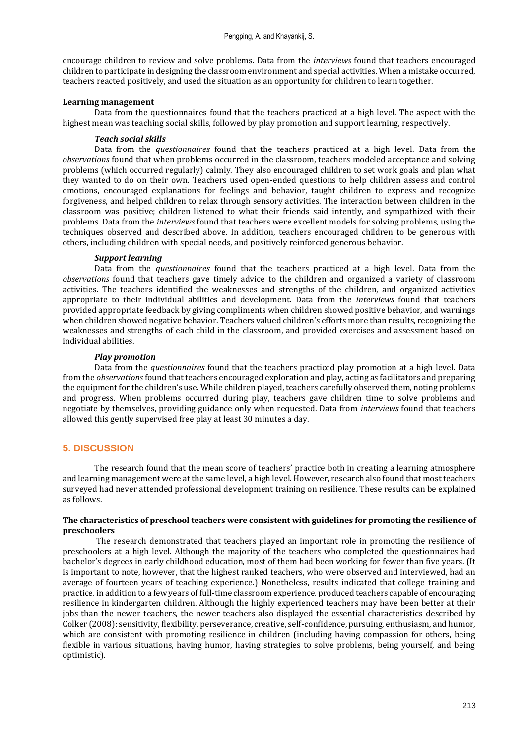encourage children to review and solve problems. Data from the *interviews* found that teachers encouraged children to participate in designing the classroom environment and special activities. When a mistake occurred, teachers reacted positively, and used the situation as an opportunity for children to learn together.

**Learning management**

Data from the questionnaires found that the teachers practiced at a high level. The aspect with the highest mean was teaching social skills, followed by play promotion and support learning, respectively.

***Teach social skills***

Data from the *questionnaires* found that the teachers practiced at a high level. Data from the *observations* found that when problems occurred in the classroom, teachers modeled acceptance and solving problems (which occurred regularly) calmly. They also encouraged children to set work goals and plan what they wanted to do on their own. Teachers used open-ended questions to help children assess and control emotions, encouraged explanations for feelings and behavior, taught children to express and recognize forgiveness, and helped children to relax through sensory activities. The interaction between children in the classroom was positive; children listened to what their friends said intently, and sympathized with their problems. Data from the *interviews* found that teachers were excellent models for solving problems, using the techniques observed and described above. In addition, teachers encouraged children to be generous with others, including children with special needs, and positively reinforced generous behavior.

***Support learning***

Data from the *questionnaires* found that the teachers practiced at a high level. Data from the *observations* found that teachers gave timely advice to the children and organized a variety of classroom activities. The teachers identified the weaknesses and strengths of the children, and organized activities appropriate to their individual abilities and development. Data from the *interviews* found that teachers provided appropriate feedback by giving compliments when children showed positive behavior, and warnings when children showed negative behavior. Teachers valued children's efforts more than results, recognizing the weaknesses and strengths of each child in the classroom, and provided exercises and assessment based on individual abilities.

***Play promotion***

Data from the *questionnaires* found that the teachers practiced play promotion at a high level. Data from the *observations* found that teachers encouraged exploration and play, acting as facilitators and preparing the equipment for the children's use. While children played, teachers carefully observed them, noting problems and progress. When problems occurred during play, teachers gave children time to solve problems and negotiate by themselves, providing guidance only when requested. Data from *interviews* found that teachers allowed this gently supervised free play at least 30 minutes a day.

## 5. DISCUSSION

The research found that the mean score of teachers' practice both in creating a learning atmosphere and learning management were at the same level, a high level. However, research also found that most teachers surveyed had never attended professional development training on resilience. These results can be explained as follows.

**The characteristics of preschool teachers were consistent with guidelines for promoting the resilience of preschoolers**

The research demonstrated that teachers played an important role in promoting the resilience of preschoolers at a high level. Although the majority of the teachers who completed the questionnaires had bachelor's degrees in early childhood education, most of them had been working for fewer than five years. (It is important to note, however, that the highest ranked teachers, who were observed and interviewed, had an average of fourteen years of teaching experience.) Nonetheless, results indicated that college training and practice, in addition to a few years of full-time classroom experience, produced teachers capable of encouraging resilience in kindergarten children. Although the highly experienced teachers may have been better at their jobs than the newer teachers, the newer teachers also displayed the essential characteristics described by Colker (2008): sensitivity, flexibility, perseverance, creative, self-confidence, pursuing, enthusiasm, and humor, which are consistent with promoting resilience in children (including having compassion for others, being flexible in various situations, having humor, having strategies to solve problems, being yourself, and being optimistic).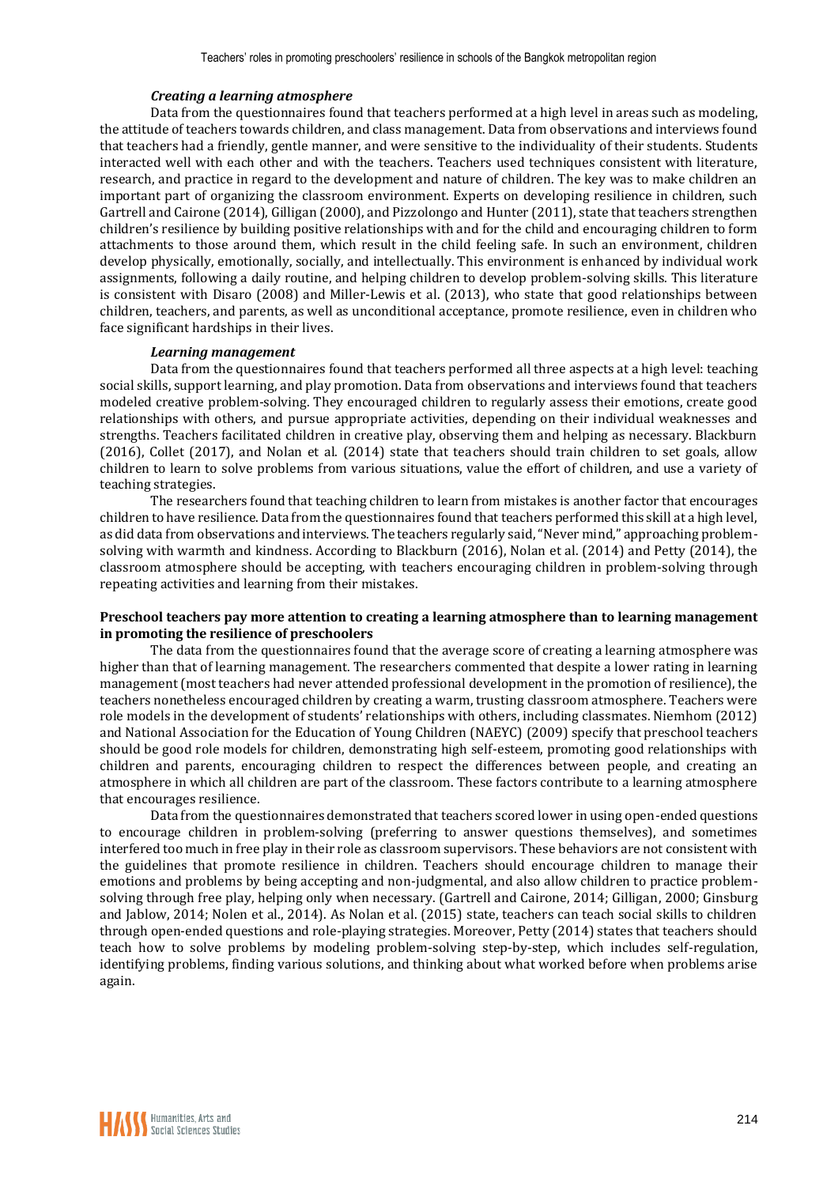### *Creating a learning atmosphere*

Data from the questionnaires found that teachers performed at a high level in areas such as modeling, the attitude of teachers towards children, and class management. Data from observations and interviews found that teachers had a friendly, gentle manner, and were sensitive to the individuality of their students. Students interacted well with each other and with the teachers. Teachers used techniques consistent with literature, research, and practice in regard to the development and nature of children. The key was to make children an important part of organizing the classroom environment. Experts on developing resilience in children, such Gartrell and Cairone (2014), Gilligan (2000), and Pizzolongo and Hunter (2011), state that teachers strengthen children's resilience by building positive relationships with and for the child and encouraging children to form attachments to those around them, which result in the child feeling safe. In such an environment, children develop physically, emotionally, socially, and intellectually. This environment is enhanced by individual work assignments, following a daily routine, and helping children to develop problem-solving skills. This literature is consistent with Disaro (2008) and Miller-Lewis et al. (2013), who state that good relationships between children, teachers, and parents, as well as unconditional acceptance, promote resilience, even in children who face significant hardships in their lives.

### *Learning management*

Data from the questionnaires found that teachers performed all three aspects at a high level: teaching social skills, support learning, and play promotion. Data from observations and interviews found that teachers modeled creative problem-solving. They encouraged children to regularly assess their emotions, create good relationships with others, and pursue appropriate activities, depending on their individual weaknesses and strengths. Teachers facilitated children in creative play, observing them and helping as necessary. Blackburn (2016), Collet (2017), and Nolan et al. (2014) state that teachers should train children to set goals, allow children to learn to solve problems from various situations, value the effort of children, and use a variety of teaching strategies.

The researchers found that teaching children to learn from mistakes is another factor that encourages children to have resilience. Data from the questionnaires found that teachers performed this skill at a high level, as did data from observations and interviews. The teachers regularly said, "Never mind," approaching problem-solving with warmth and kindness. According to Blackburn (2016), Nolan et al. (2014) and Petty (2014), the classroom atmosphere should be accepting, with teachers encouraging children in problem-solving through repeating activities and learning from their mistakes.

### **Preschool teachers pay more attention to creating a learning atmosphere than to learning management in promoting the resilience of preschoolers**

The data from the questionnaires found that the average score of creating a learning atmosphere was higher than that of learning management. The researchers commented that despite a lower rating in learning management (most teachers had never attended professional development in the promotion of resilience), the teachers nonetheless encouraged children by creating a warm, trusting classroom atmosphere. Teachers were role models in the development of students' relationships with others, including classmates. Niemhom (2012) and National Association for the Education of Young Children (NAEYC) (2009) specify that preschool teachers should be good role models for children, demonstrating high self-esteem, promoting good relationships with children and parents, encouraging children to respect the differences between people, and creating an atmosphere in which all children are part of the classroom. These factors contribute to a learning atmosphere that encourages resilience.

Data from the questionnaires demonstrated that teachers scored lower in using open-ended questions to encourage children in problem-solving (preferring to answer questions themselves), and sometimes interfered too much in free play in their role as classroom supervisors. These behaviors are not consistent with the guidelines that promote resilience in children. Teachers should encourage children to manage their emotions and problems by being accepting and non-judgmental, and also allow children to practice problem-solving through free play, helping only when necessary. (Gartrell and Cairone, 2014; Gilligan, 2000; Ginsburg and Jablow, 2014; Nolen et al., 2014). As Nolan et al. (2015) state, teachers can teach social skills to children through open-ended questions and role-playing strategies. Moreover, Petty (2014) states that teachers should teach how to solve problems by modeling problem-solving step-by-step, which includes self-regulation, identifying problems, finding various solutions, and thinking about what worked before when problems arise again.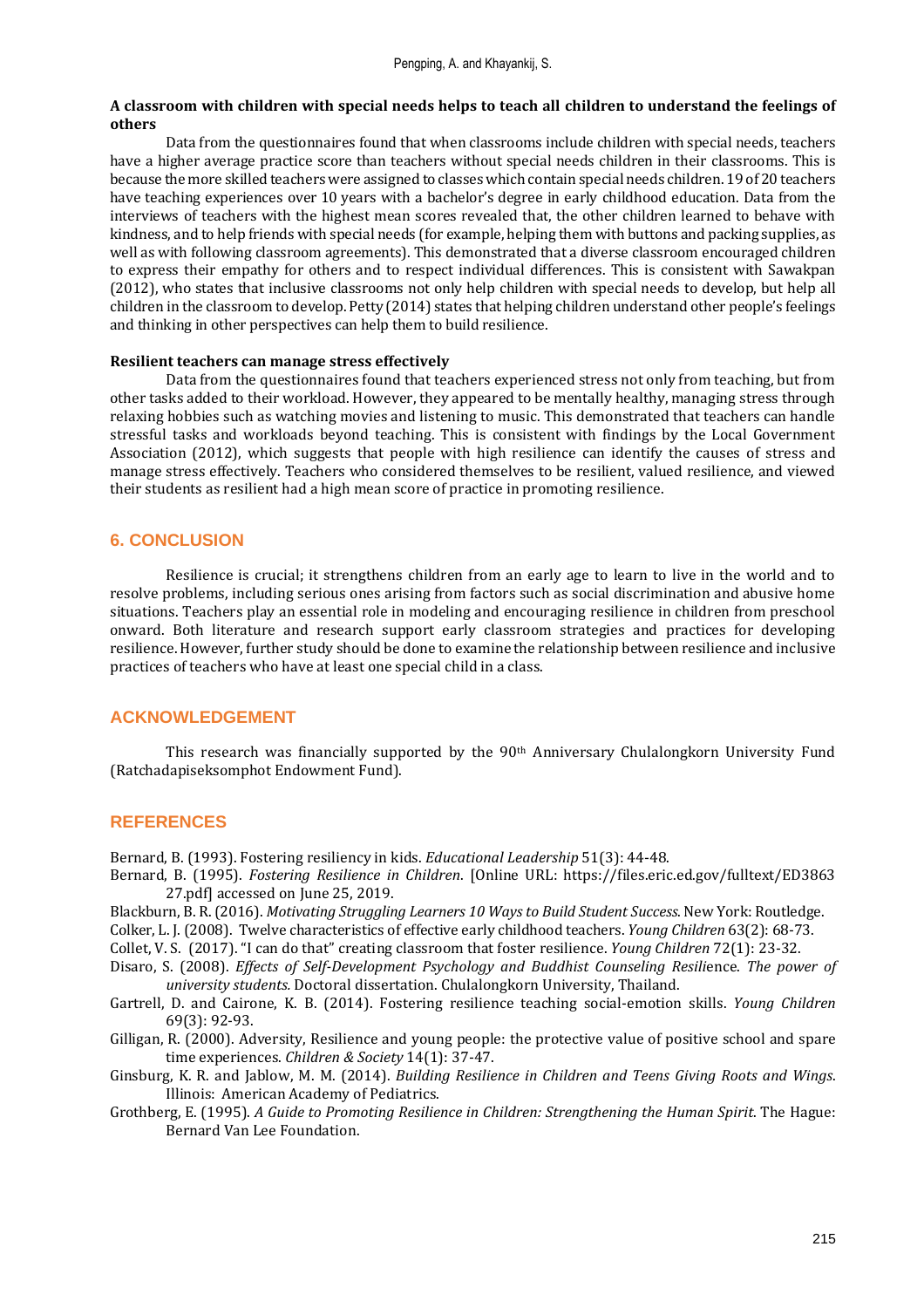**A classroom with children with special needs helps to teach all children to understand the feelings of others**

Data from the questionnaires found that when classrooms include children with special needs, teachers have a higher average practice score than teachers without special needs children in their classrooms. This is because the more skilled teachers were assigned to classes which contain special needs children. 19 of 20 teachers have teaching experiences over 10 years with a bachelor's degree in early childhood education. Data from the interviews of teachers with the highest mean scores revealed that, the other children learned to behave with kindness, and to help friends with special needs (for example, helping them with buttons and packing supplies, as well as with following classroom agreements). This demonstrated that a diverse classroom encouraged children to express their empathy for others and to respect individual differences. This is consistent with Sawakpan (2012), who states that inclusive classrooms not only help children with special needs to develop, but help all children in the classroom to develop. Petty (2014) states that helping children understand other people's feelings and thinking in other perspectives can help them to build resilience.

**Resilient teachers can manage stress effectively**

Data from the questionnaires found that teachers experienced stress not only from teaching, but from other tasks added to their workload. However, they appeared to be mentally healthy, managing stress through relaxing hobbies such as watching movies and listening to music. This demonstrated that teachers can handle stressful tasks and workloads beyond teaching. This is consistent with findings by the Local Government Association (2012), which suggests that people with high resilience can identify the causes of stress and manage stress effectively. Teachers who considered themselves to be resilient, valued resilience, and viewed their students as resilient had a high mean score of practice in promoting resilience.

## 6. CONCLUSION

Resilience is crucial; it strengthens children from an early age to learn to live in the world and to resolve problems, including serious ones arising from factors such as social discrimination and abusive home situations. Teachers play an essential role in modeling and encouraging resilience in children from preschool onward. Both literature and research support early classroom strategies and practices for developing resilience. However, further study should be done to examine the relationship between resilience and inclusive practices of teachers who have at least one special child in a class.

## ACKNOWLEDGEMENT

This research was financially supported by the 90th Anniversary Chulalongkorn University Fund (Ratchadapiseksomphot Endowment Fund).

## REFERENCES

Bernard, B. (1993). Fostering resiliency in kids. *Educational Leadership* 51(3): 44-48.

Bernard, B. (1995). *Fostering Resilience in Children*. [Online URL: https://files.eric.ed.gov/fulltext/ED386327.pdf] accessed on June 25, 2019.

Blackburn, B. R. (2016). *Motivating Struggling Learners 10 Ways to Build Student Success*. New York: Routledge.

Colker, L. J. (2008). Twelve characteristics of effective early childhood teachers. *Young Children* 63(2): 68-73.

Collet, V. S. (2017). "I can do that" creating classroom that foster resilience. *Young Children* 72(1): 23-32.

Disaro, S. (2008). *Effects of Self-Development Psychology and Buddhist Counseling Resilience. The power of university students.* Doctoral dissertation. Chulalongkorn University, Thailand.

Gartrell, D. and Cairone, K. B. (2014). Fostering resilience teaching social-emotion skills. *Young Children* 69(3): 92-93.

Gilligan, R. (2000). Adversity, Resilience and young people: the protective value of positive school and spare time experiences. *Children & Society* 14(1): 37-47.

Ginsburg, K. R. and Jablow, M. M. (2014). *Building Resilience in Children and Teens Giving Roots and Wings*. Illinois: American Academy of Pediatrics.

Grothberg, E. (1995). *A Guide to Promoting Resilience in Children: Strengthening the Human Spirit*. The Hague: Bernard Van Lee Foundation.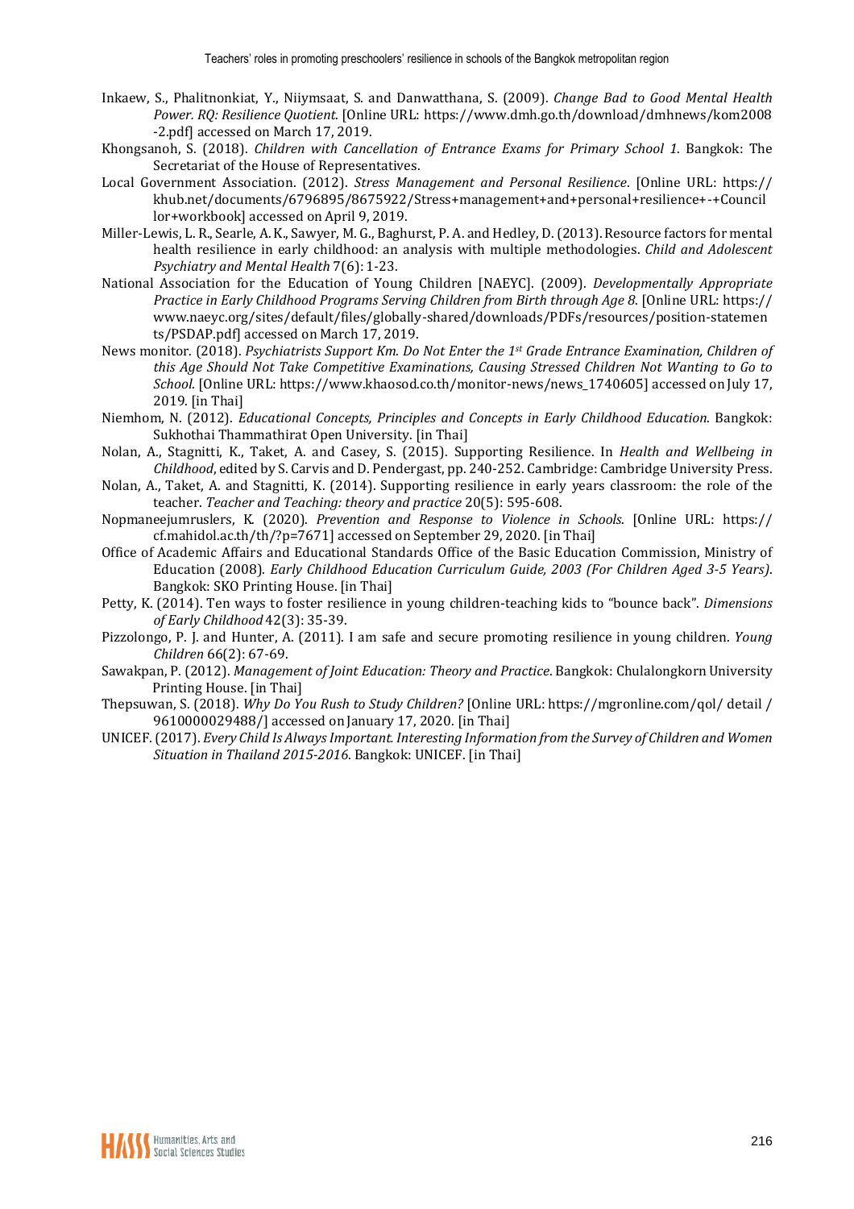Inkaew, S., Phalitnonkiat, Y., Niiymsaat, S. and Danwatthana, S. (2009). *Change Bad to Good Mental Health Power. RQ: Resilience Quotient*. [Online URL: https://www.dmh.go.th/download/dmhnews/kom2008-2.pdf] accessed on March 17, 2019.

Khongsanoh, S. (2018). *Children with Cancellation of Entrance Exams for Primary School 1*. Bangkok: The Secretariat of the House of Representatives.

Local Government Association. (2012). *Stress Management and Personal Resilience*. [Online URL: https://khub.net/documents/6796895/8675922/Stress+management+and+personal+resilience+-+Councillor+workbook] accessed on April 9, 2019.

Miller-Lewis, L. R., Searle, A. K., Sawyer, M. G., Baghurst, P. A. and Hedley, D. (2013). Resource factors for mental health resilience in early childhood: an analysis with multiple methodologies. *Child and Adolescent Psychiatry and Mental Health* 7(6): 1-23.

National Association for the Education of Young Children [NAEYC]. (2009). *Developmentally Appropriate Practice in Early Childhood Programs Serving Children from Birth through Age 8*. [Online URL: https://www.naeyc.org/sites/default/files/globally-shared/downloads/PDFs/resources/position-statements/PSDAP.pdf] accessed on March 17, 2019.

News monitor. (2018). *Psychiatrists Support Km. Do Not Enter the 1st Grade Entrance Examination, Children of this Age Should Not Take Competitive Examinations, Causing Stressed Children Not Wanting to Go to School*. [Online URL: https://www.khaosod.co.th/monitor-news/news_1740605] accessed on July 17, 2019. [in Thai]

Niemhom, N. (2012). *Educational Concepts, Principles and Concepts in Early Childhood Education*. Bangkok: Sukhothai Thammathirat Open University. [in Thai]

Nolan, A., Stagnitti, K., Taket, A. and Casey, S. (2015). Supporting Resilience. In *Health and Wellbeing in Childhood*, edited by S. Carvis and D. Pendergast, pp. 240-252. Cambridge: Cambridge University Press.

Nolan, A., Taket, A. and Stagnitti, K. (2014). Supporting resilience in early years classroom: the role of the teacher. *Teacher and Teaching: theory and practice* 20(5): 595-608.

Nopmaneejumruslers, K. (2020). *Prevention and Response to Violence in Schools*. [Online URL: https://cf.mahidol.ac.th/th/?p=7671] accessed on September 29, 2020. [in Thai]

Office of Academic Affairs and Educational Standards Office of the Basic Education Commission, Ministry of Education (2008). *Early Childhood Education Curriculum Guide, 2003 (For Children Aged 3-5 Years)*. Bangkok: SKO Printing House. [in Thai]

Petty, K. (2014). Ten ways to foster resilience in young children-teaching kids to "bounce back". *Dimensions of Early Childhood* 42(3): 35-39.

Pizzolongo, P. J. and Hunter, A. (2011). I am safe and secure promoting resilience in young children. *Young Children* 66(2): 67-69.

Sawakpan, P. (2012). *Management of Joint Education: Theory and Practice*. Bangkok: Chulalongkorn University Printing House. [in Thai]

Thepsuwan, S. (2018). *Why Do You Rush to Study Children?* [Online URL: https://mgronline.com/qol/ detail / 9610000029488/] accessed on January 17, 2020. [in Thai]

UNICEF. (2017). *Every Child Is Always Important. Interesting Information from the Survey of Children and Women Situation in Thailand 2015-2016*. Bangkok: UNICEF. [in Thai]